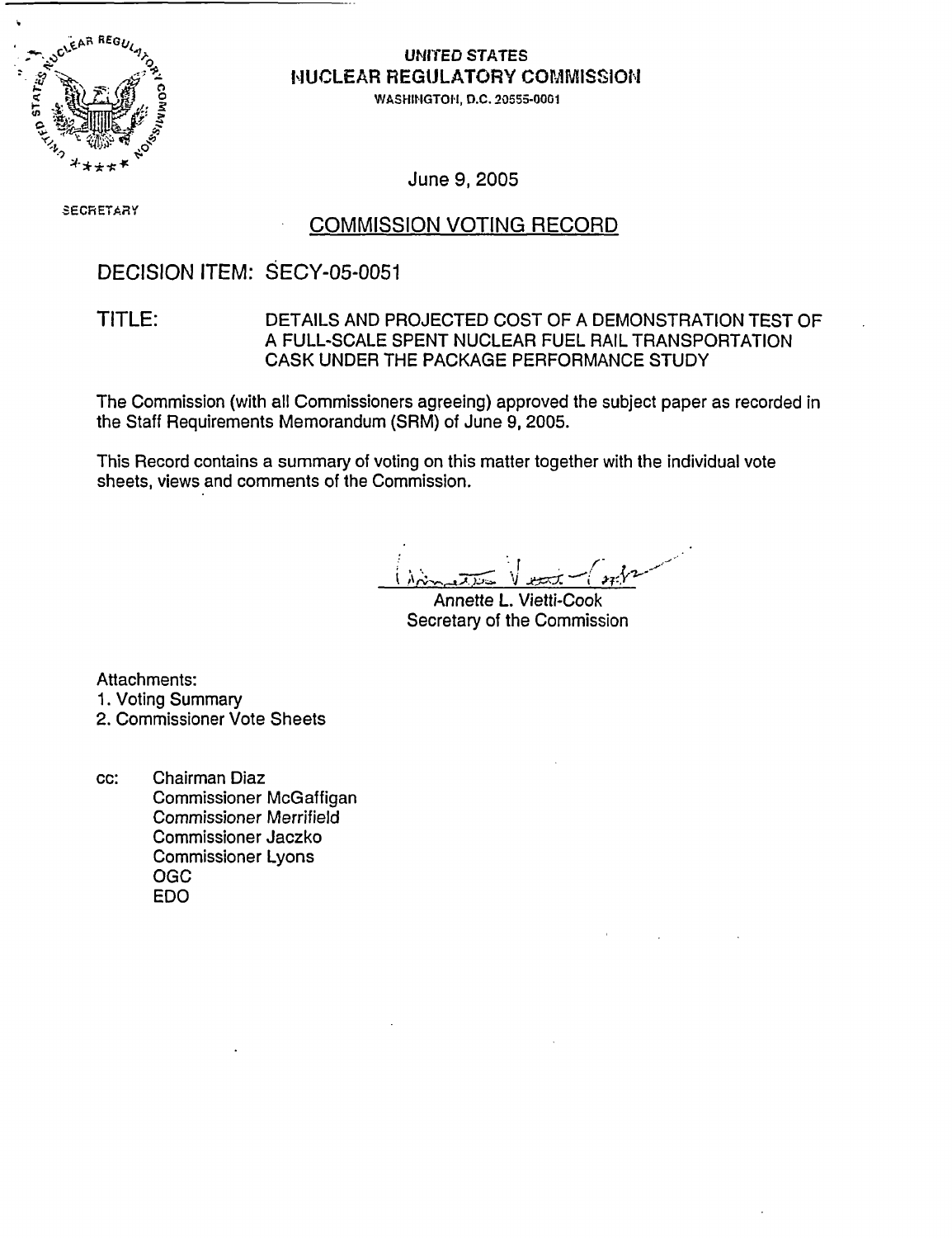**UNITED STATES**
**NUCLEAR REGULATORY COMMISSION**
WASHINGTON, D.C. 20555-0001

June 9, 2005

SECRETARY

## COMMISSION VOTING RECORD

DECISION ITEM: SECY-05-0051

TITLE: DETAILS AND PROJECTED COST OF A DEMONSTRATION TEST OF A FULL-SCALE SPENT NUCLEAR FUEL RAIL TRANSPORTATION CASK UNDER THE PACKAGE PERFORMANCE STUDY

The Commission (with all Commissioners agreeing) approved the subject paper as recorded in the Staff Requirements Memorandum (SRM) of June 9, 2005.

This Record contains a summary of voting on this matter together with the individual vote sheets, views and comments of the Commission.

Annette L. Vietti-Cook
Secretary of the Commission

Attachments:
1. Voting Summary
2. Commissioner Vote Sheets

cc: Chairman Diaz
Commissioner McGaffigan
Commissioner Merrifield
Commissioner Jaczko
Commissioner Lyons
OGC
EDO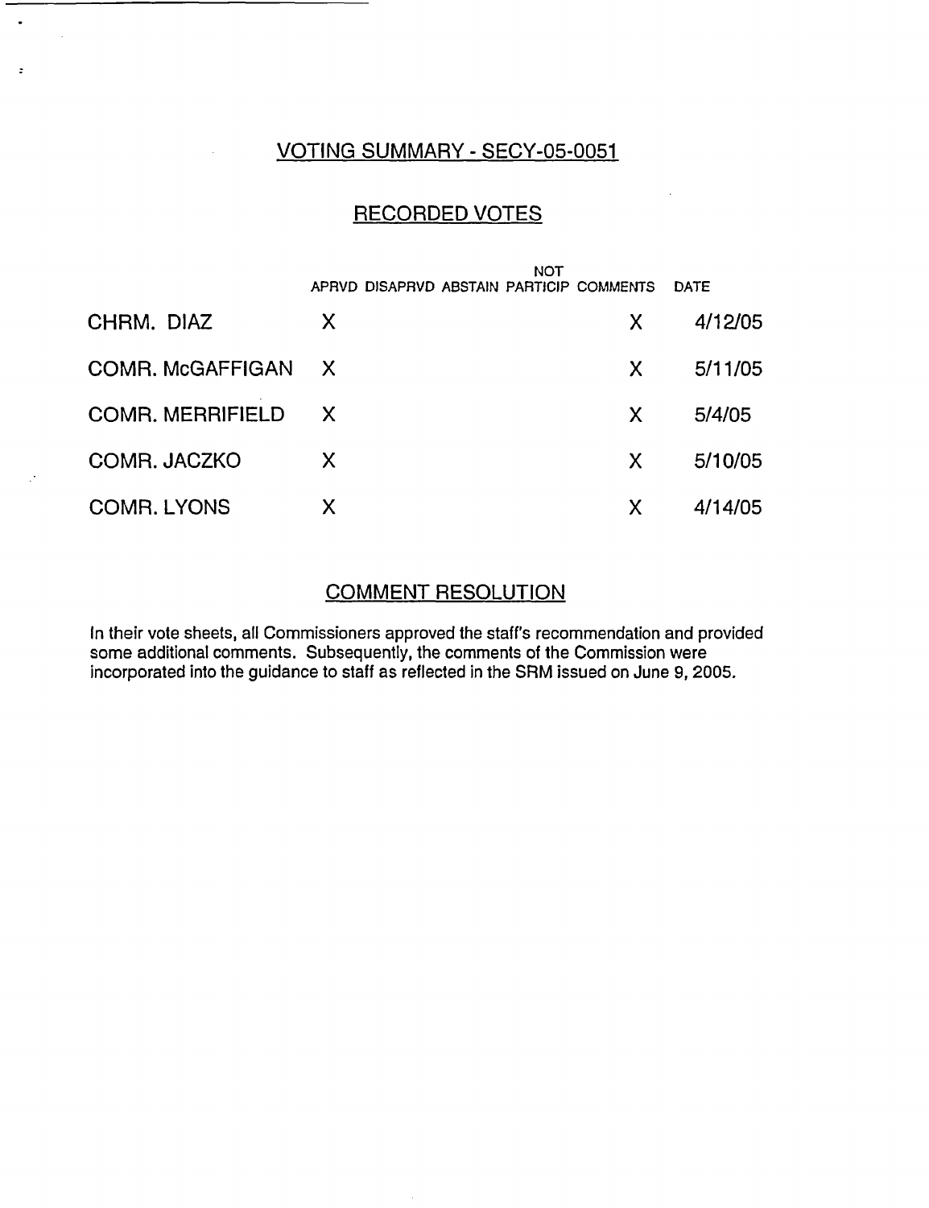## VOTING SUMMARY - SECY-05-0051

## RECORDED VOTES

| | APRVD | DISAPRVD | ABSTAIN | NOT PARTICIP | COMMENTS | DATE |
|---|---|---|---|---|---|---|
| CHRM. DIAZ | X | | | | X | 4/12/05 |
| COMR. McGAFFIGAN | X | | | | X | 5/11/05 |
| COMR. MERRIFIELD | X | | | | X | 5/4/05 |
| COMR. JACZKO | X | | | | X | 5/10/05 |
| COMR. LYONS | X | | | | X | 4/14/05 |

## COMMENT RESOLUTION

In their vote sheets, all Commissioners approved the staff's recommendation and provided some additional comments. Subsequently, the comments of the Commission were incorporated into the guidance to staff as reflected in the SRM issued on June 9, 2005.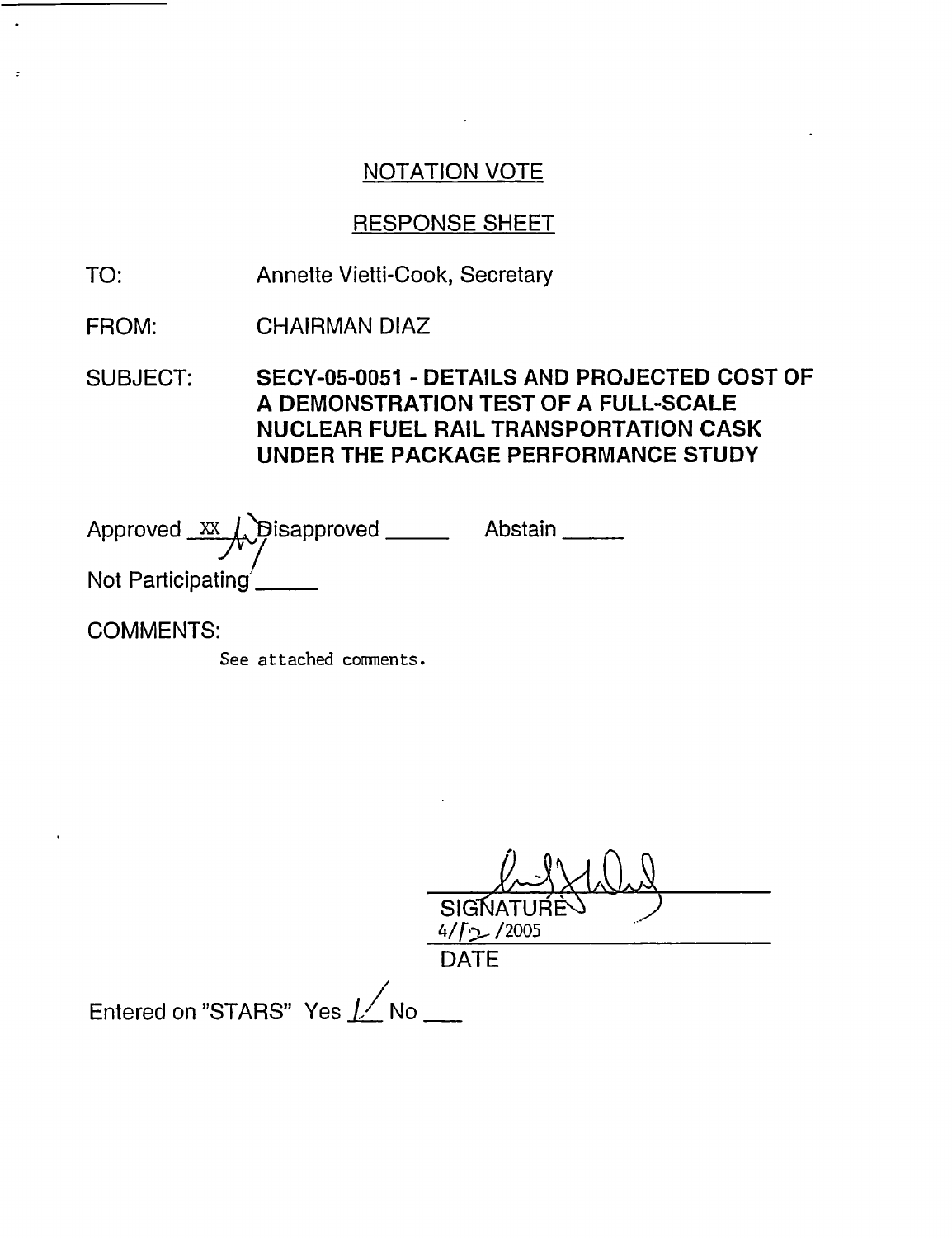NOTATION VOTE

RESPONSE SHEET

TO: Annette Vietti-Cook, Secretary

FROM: CHAIRMAN DIAZ

SUBJECT: **SECY-05-0051 - DETAILS AND PROJECTED COST OF A DEMONSTRATION TEST OF A FULL-SCALE NUCLEAR FUEL RAIL TRANSPORTATION CASK UNDER THE PACKAGE PERFORMANCE STUDY**

Approved XX Disapproved _____ Abstain _____

Not Participating _____

COMMENTS:

See attached comments.

SIGNATURE

4/12/2005

DATE

Entered on "STARS" Yes ✓ No ___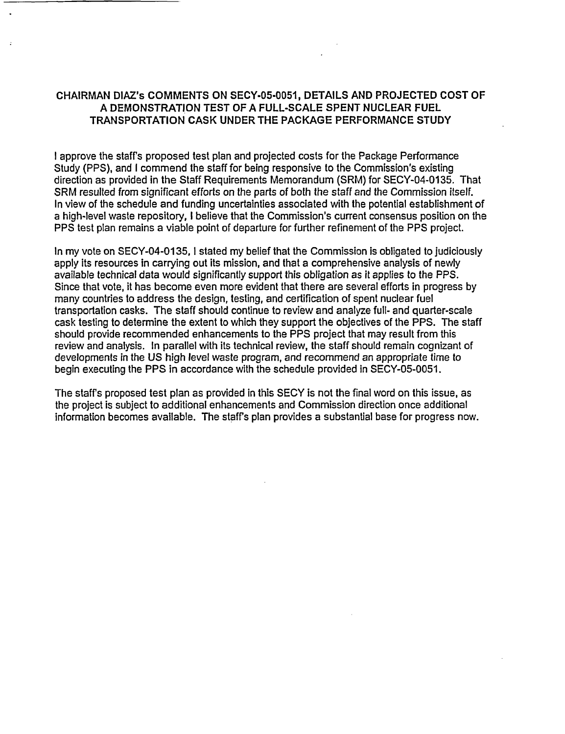## CHAIRMAN DIAZ's COMMENTS ON SECY-05-0051, DETAILS AND PROJECTED COST OF A DEMONSTRATION TEST OF A FULL-SCALE SPENT NUCLEAR FUEL TRANSPORTATION CASK UNDER THE PACKAGE PERFORMANCE STUDY

I approve the staff's proposed test plan and projected costs for the Package Performance Study (PPS), and I commend the staff for being responsive to the Commission's existing direction as provided in the Staff Requirements Memorandum (SRM) for SECY-04-0135. That SRM resulted from significant efforts on the parts of both the staff and the Commission itself. In view of the schedule and funding uncertainties associated with the potential establishment of a high-level waste repository, I believe that the Commission's current consensus position on the PPS test plan remains a viable point of departure for further refinement of the PPS project.

In my vote on SECY-04-0135, I stated my belief that the Commission is obligated to judiciously apply its resources in carrying out its mission, and that a comprehensive analysis of newly available technical data would significantly support this obligation as it applies to the PPS. Since that vote, it has become even more evident that there are several efforts in progress by many countries to address the design, testing, and certification of spent nuclear fuel transportation casks. The staff should continue to review and analyze full- and quarter-scale cask testing to determine the extent to which they support the objectives of the PPS. The staff should provide recommended enhancements to the PPS project that may result from this review and analysis. In parallel with its technical review, the staff should remain cognizant of developments in the US high level waste program, and recommend an appropriate time to begin executing the PPS in accordance with the schedule provided in SECY-05-0051.

The staff's proposed test plan as provided in this SECY is not the final word on this issue, as the project is subject to additional enhancements and Commission direction once additional information becomes available. The staff's plan provides a substantial base for progress now.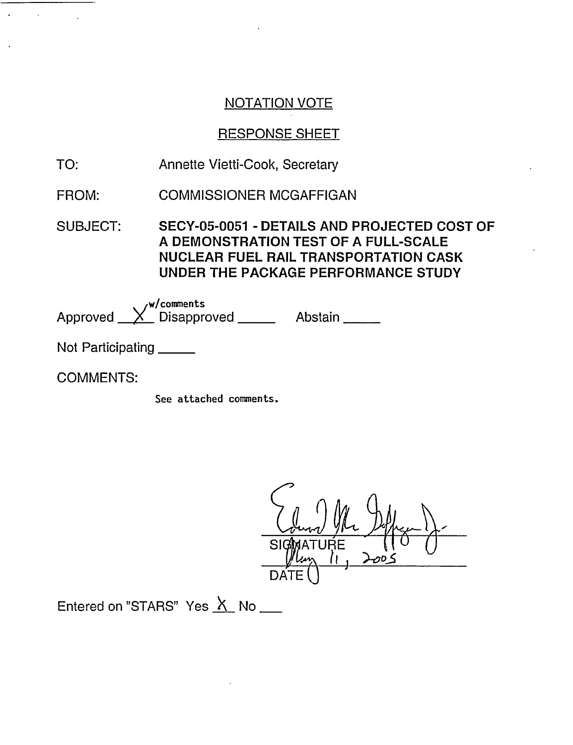## NOTATION VOTE

## RESPONSE SHEET

TO: Annette Vietti-Cook, Secretary

FROM: COMMISSIONER MCGAFFIGAN

SUBJECT: **SECY-05-0051 - DETAILS AND PROJECTED COST OF A DEMONSTRATION TEST OF A FULL-SCALE NUCLEAR FUEL RAIL TRANSPORTATION CASK UNDER THE PACKAGE PERFORMANCE STUDY**

Approved X w/comments Disapproved _____ Abstain _____

Not Participating _____

COMMENTS:

See attached comments.

SIGNATURE

May 11, 2005

DATE

Entered on "STARS" Yes X No ___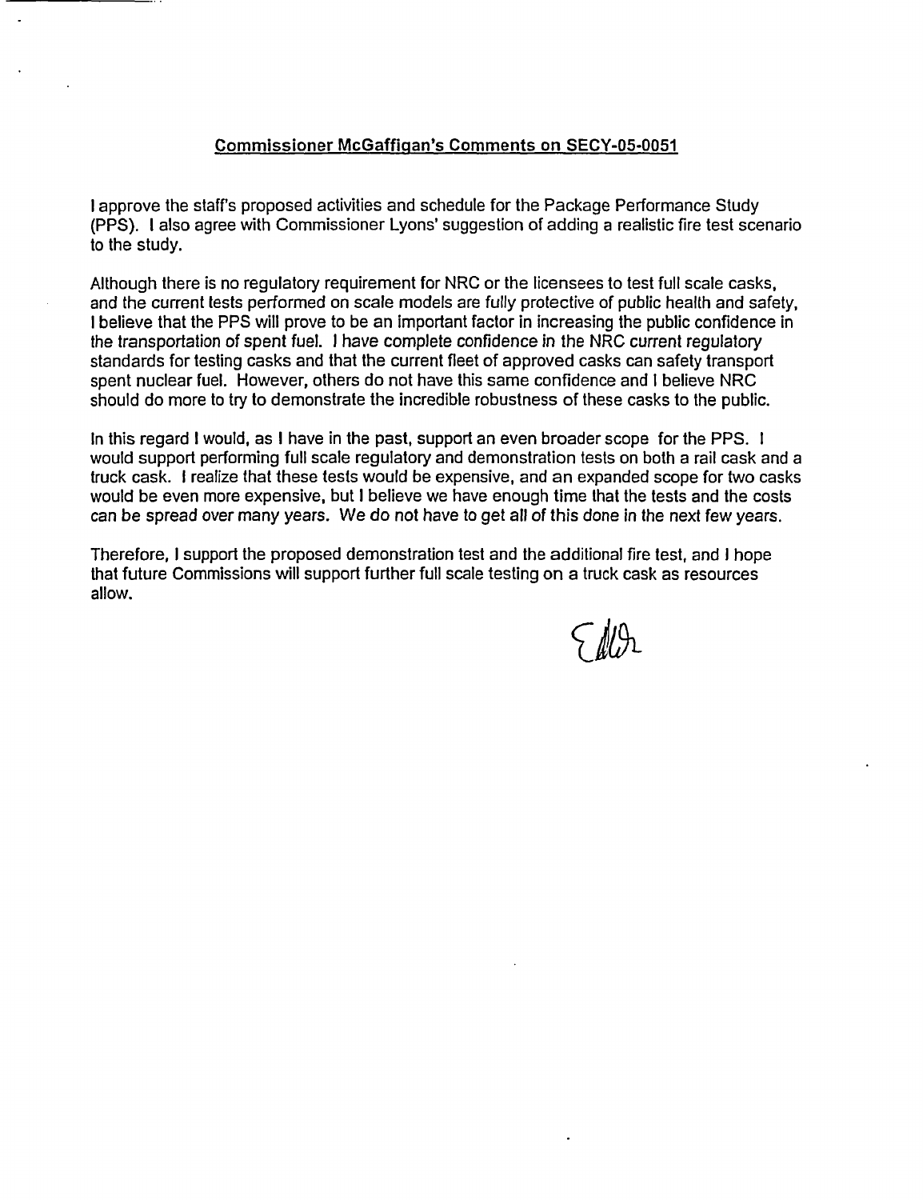## Commissioner McGaffigan's Comments on SECY-05-0051

I approve the staff's proposed activities and schedule for the Package Performance Study (PPS). I also agree with Commissioner Lyons' suggestion of adding a realistic fire test scenario to the study.

Although there is no regulatory requirement for NRC or the licensees to test full scale casks, and the current tests performed on scale models are fully protective of public health and safety, I believe that the PPS will prove to be an important factor in increasing the public confidence in the transportation of spent fuel. I have complete confidence in the NRC current regulatory standards for testing casks and that the current fleet of approved casks can safety transport spent nuclear fuel. However, others do not have this same confidence and I believe NRC should do more to try to demonstrate the incredible robustness of these casks to the public.

In this regard I would, as I have in the past, support an even broader scope for the PPS. I would support performing full scale regulatory and demonstration tests on both a rail cask and a truck cask. I realize that these tests would be expensive, and an expanded scope for two casks would be even more expensive, but I believe we have enough time that the tests and the costs can be spread over many years. We do not have to get all of this done in the next few years.

Therefore, I support the proposed demonstration test and the additional fire test, and I hope that future Commissions will support further full scale testing on a truck cask as resources allow.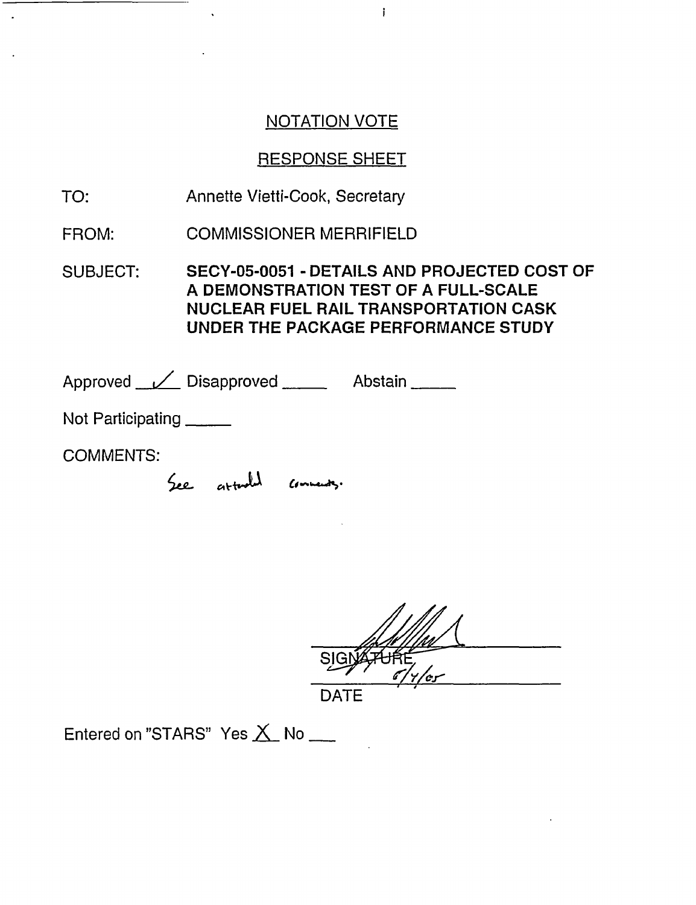## NOTATION VOTE

## RESPONSE SHEET

TO: Annette Vietti-Cook, Secretary

FROM: COMMISSIONER MERRIFIELD

SUBJECT: **SECY-05-0051 - DETAILS AND PROJECTED COST OF A DEMONSTRATION TEST OF A FULL-SCALE NUCLEAR FUEL RAIL TRANSPORTATION CASK UNDER THE PACKAGE PERFORMANCE STUDY**

Approved ✓ Disapproved _____ Abstain _____

Not Participating _____

COMMENTS:

See attached comments.

SIGNATURE

6/4/05

DATE

Entered on "STARS" Yes X No ___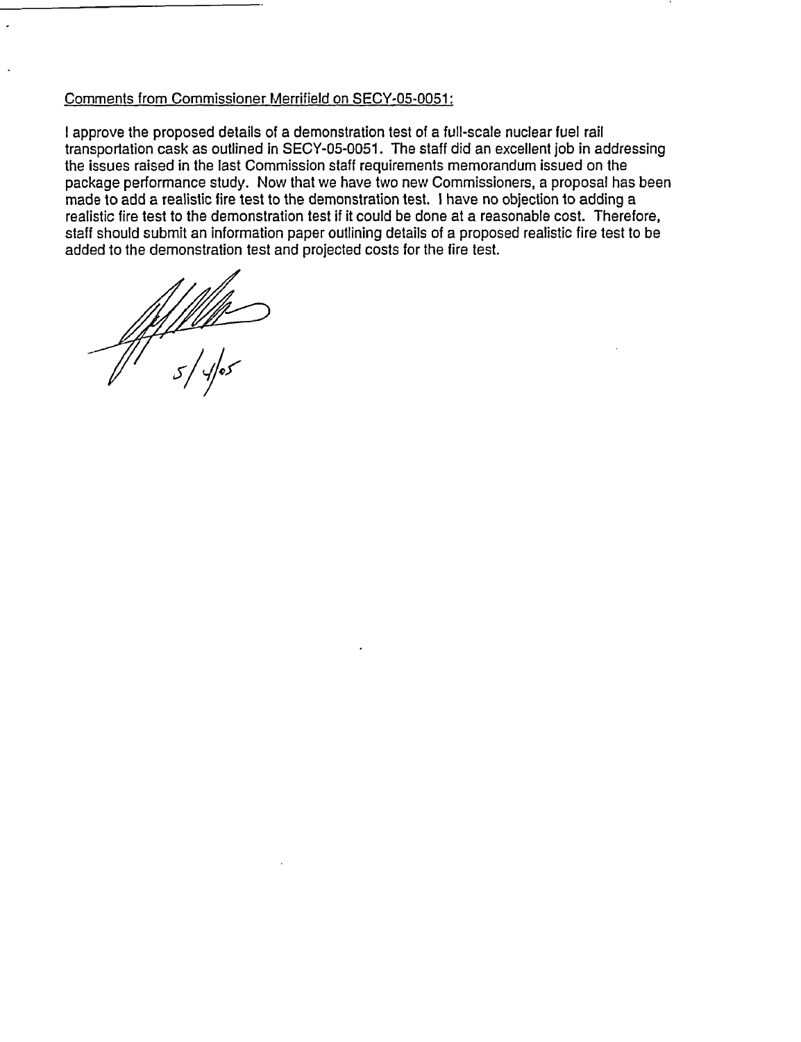Comments from Commissioner Merrifield on SECY-05-0051:

I approve the proposed details of a demonstration test of a full-scale nuclear fuel rail transportation cask as outlined in SECY-05-0051. The staff did an excellent job in addressing the issues raised in the last Commission staff requirements memorandum issued on the package performance study. Now that we have two new Commissioners, a proposal has been made to add a realistic fire test to the demonstration test. I have no objection to adding a realistic fire test to the demonstration test if it could be done at a reasonable cost. Therefore, staff should submit an information paper outlining details of a proposed realistic fire test to be added to the demonstration test and projected costs for the fire test.

5/4/05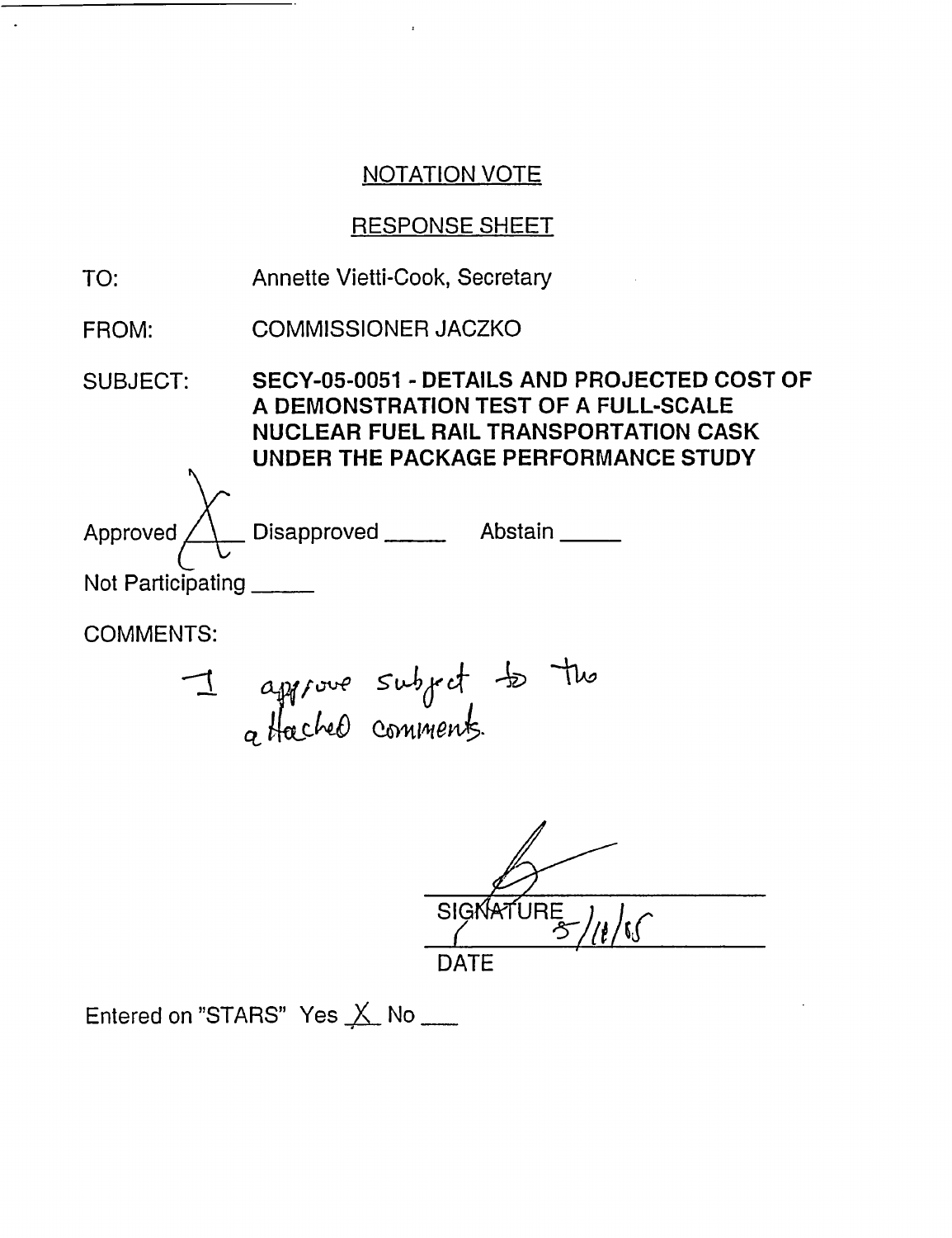## NOTATION VOTE

## RESPONSE SHEET

TO: Annette Vietti-Cook, Secretary

FROM: COMMISSIONER JACZKO

SUBJECT: **SECY-05-0051 - DETAILS AND PROJECTED COST OF A DEMONSTRATION TEST OF A FULL-SCALE NUCLEAR FUEL RAIL TRANSPORTATION CASK UNDER THE PACKAGE PERFORMANCE STUDY**

Approved X Disapproved _____ Abstain _____

Not Participating _____

COMMENTS:

I approve subject to the attached comments.

SIGNATURE

5/11/05

DATE

Entered on "STARS" Yes X No ___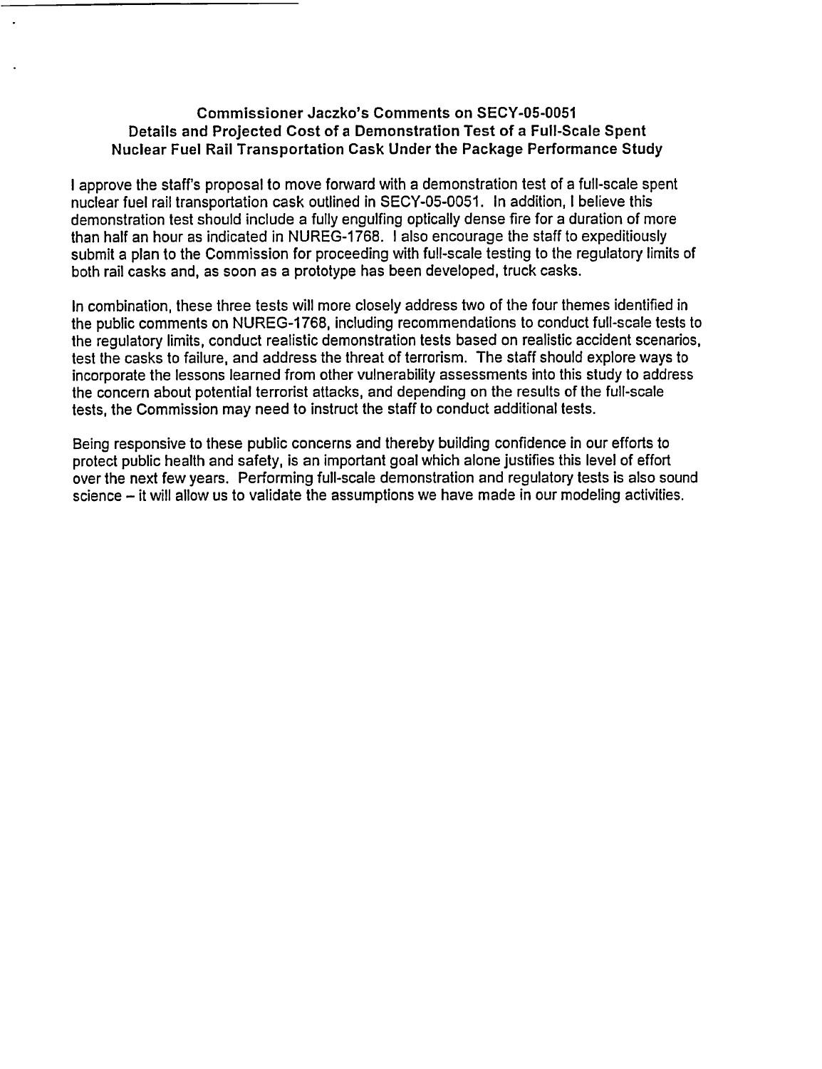**Commissioner Jaczko's Comments on SECY-05-0051**
**Details and Projected Cost of a Demonstration Test of a Full-Scale Spent Nuclear Fuel Rail Transportation Cask Under the Package Performance Study**

I approve the staff's proposal to move forward with a demonstration test of a full-scale spent nuclear fuel rail transportation cask outlined in SECY-05-0051. In addition, I believe this demonstration test should include a fully engulfing optically dense fire for a duration of more than half an hour as indicated in NUREG-1768. I also encourage the staff to expeditiously submit a plan to the Commission for proceeding with full-scale testing to the regulatory limits of both rail casks and, as soon as a prototype has been developed, truck casks.

In combination, these three tests will more closely address two of the four themes identified in the public comments on NUREG-1768, including recommendations to conduct full-scale tests to the regulatory limits, conduct realistic demonstration tests based on realistic accident scenarios, test the casks to failure, and address the threat of terrorism. The staff should explore ways to incorporate the lessons learned from other vulnerability assessments into this study to address the concern about potential terrorist attacks, and depending on the results of the full-scale tests, the Commission may need to instruct the staff to conduct additional tests.

Being responsive to these public concerns and thereby building confidence in our efforts to protect public health and safety, is an important goal which alone justifies this level of effort over the next few years. Performing full-scale demonstration and regulatory tests is also sound science – it will allow us to validate the assumptions we have made in our modeling activities.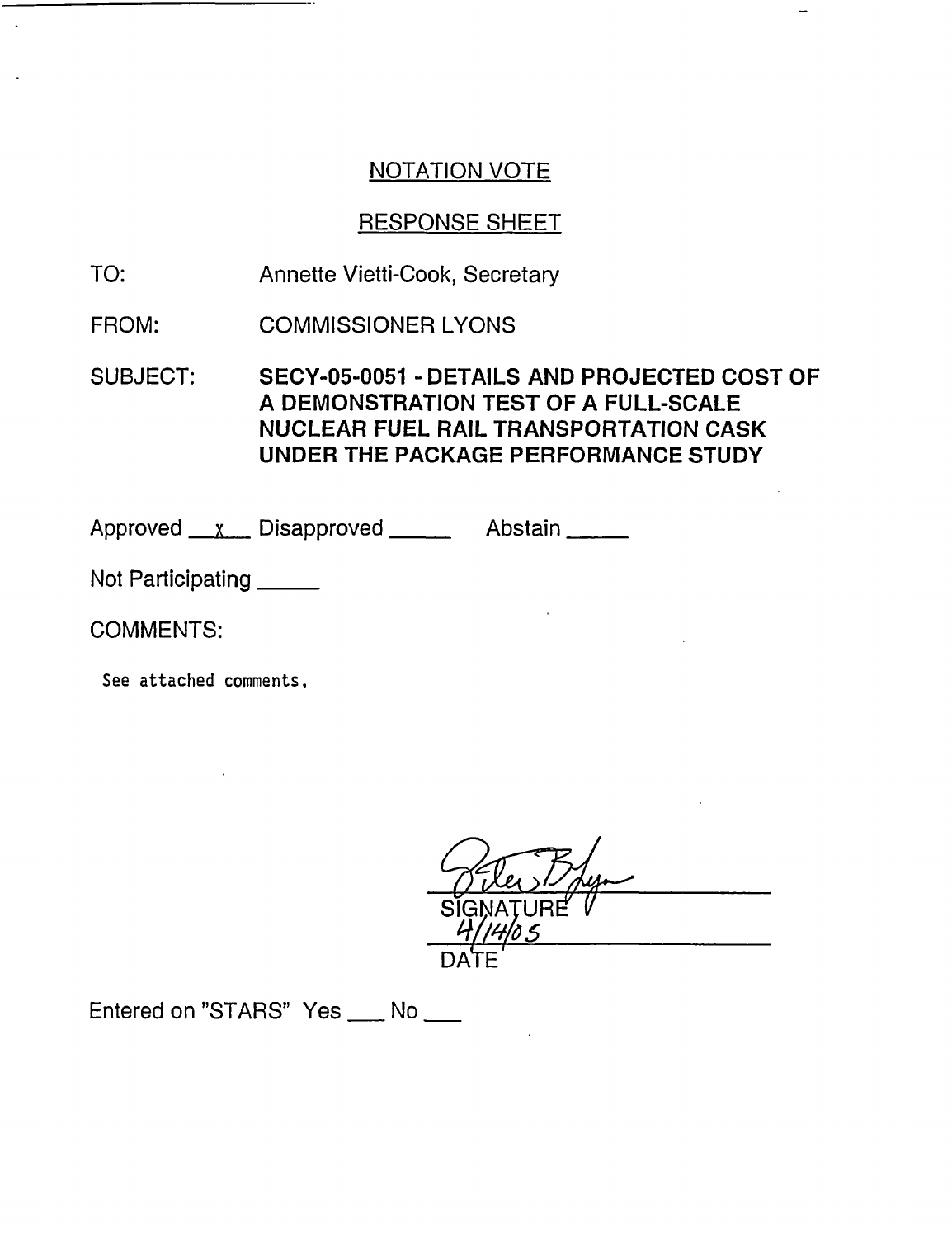## NOTATION VOTE

## RESPONSE SHEET

TO: Annette Vietti-Cook, Secretary

FROM: COMMISSIONER LYONS

SUBJECT: **SECY-05-0051 - DETAILS AND PROJECTED COST OF A DEMONSTRATION TEST OF A FULL-SCALE NUCLEAR FUEL RAIL TRANSPORTATION CASK UNDER THE PACKAGE PERFORMANCE STUDY**

Approved __x__ Disapproved _____ Abstain _____

Not Participating _____

COMMENTS:

See attached comments.

[Signature]

SIGNATURE

4/14/05

DATE

Entered on "STARS" Yes ___ No ___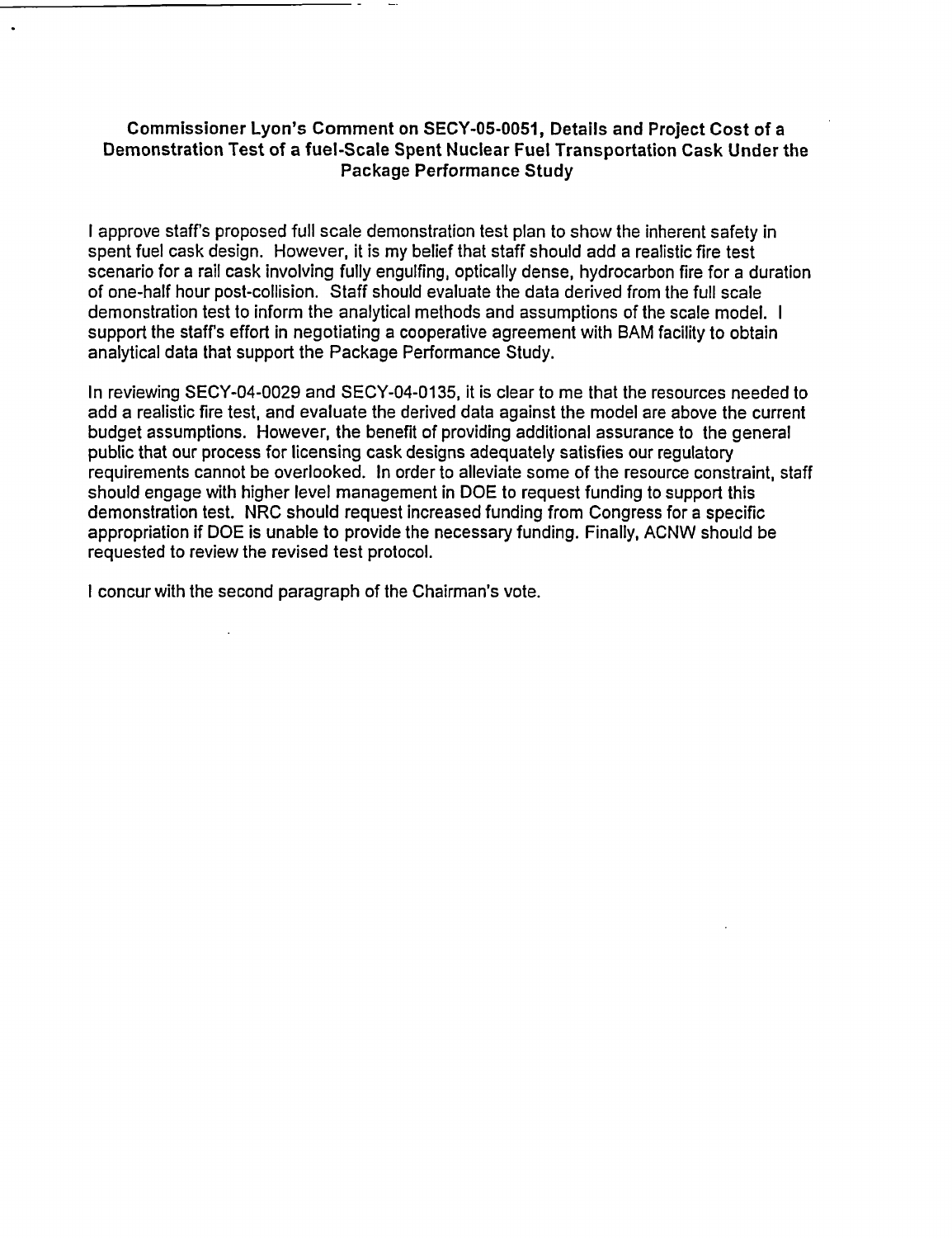**Commissioner Lyon's Comment on SECY-05-0051, Details and Project Cost of a Demonstration Test of a fuel-Scale Spent Nuclear Fuel Transportation Cask Under the Package Performance Study**

I approve staff's proposed full scale demonstration test plan to show the inherent safety in spent fuel cask design. However, it is my belief that staff should add a realistic fire test scenario for a rail cask involving fully engulfing, optically dense, hydrocarbon fire for a duration of one-half hour post-collision. Staff should evaluate the data derived from the full scale demonstration test to inform the analytical methods and assumptions of the scale model. I support the staff's effort in negotiating a cooperative agreement with BAM facility to obtain analytical data that support the Package Performance Study.

In reviewing SECY-04-0029 and SECY-04-0135, it is clear to me that the resources needed to add a realistic fire test, and evaluate the derived data against the model are above the current budget assumptions. However, the benefit of providing additional assurance to the general public that our process for licensing cask designs adequately satisfies our regulatory requirements cannot be overlooked. In order to alleviate some of the resource constraint, staff should engage with higher level management in DOE to request funding to support this demonstration test. NRC should request increased funding from Congress for a specific appropriation if DOE is unable to provide the necessary funding. Finally, ACNW should be requested to review the revised test protocol.

I concur with the second paragraph of the Chairman's vote.